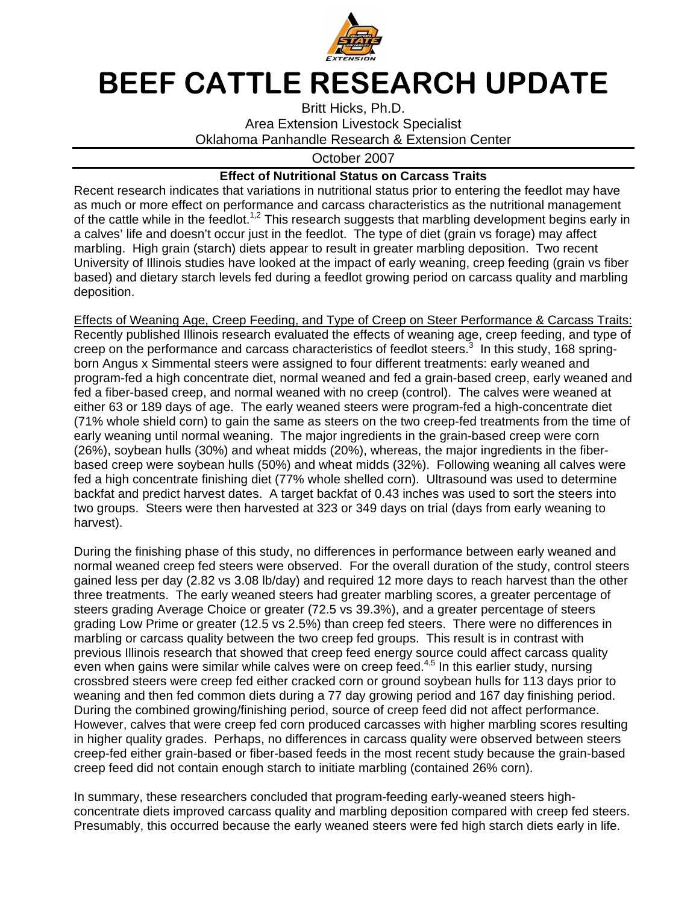# BEEF CATTLE RESEARCH UPDATE

Britt Hicks, Ph.D.
Area Extension Livestock Specialist
Oklahoma Panhandle Research & Extension Center

October 2007

**Effect of Nutritional Status on Carcass Traits**

Recent research indicates that variations in nutritional status prior to entering the feedlot may have as much or more effect on performance and carcass characteristics as the nutritional management of the cattle while in the feedlot.[1,2] This research suggests that marbling development begins early in a calves' life and doesn't occur just in the feedlot. The type of diet (grain vs forage) may affect marbling. High grain (starch) diets appear to result in greater marbling deposition. Two recent University of Illinois studies have looked at the impact of early weaning, creep feeding (grain vs fiber based) and dietary starch levels fed during a feedlot growing period on carcass quality and marbling deposition.

Effects of Weaning Age, Creep Feeding, and Type of Creep on Steer Performance & Carcass Traits: Recently published Illinois research evaluated the effects of weaning age, creep feeding, and type of creep on the performance and carcass characteristics of feedlot steers.[3] In this study, 168 spring-born Angus x Simmental steers were assigned to four different treatments: early weaned and program-fed a high concentrate diet, normal weaned and fed a grain-based creep, early weaned and fed a fiber-based creep, and normal weaned with no creep (control). The calves were weaned at either 63 or 189 days of age. The early weaned steers were program-fed a high-concentrate diet (71% whole shield corn) to gain the same as steers on the two creep-fed treatments from the time of early weaning until normal weaning. The major ingredients in the grain-based creep were corn (26%), soybean hulls (30%) and wheat midds (20%), whereas, the major ingredients in the fiber-based creep were soybean hulls (50%) and wheat midds (32%). Following weaning all calves were fed a high concentrate finishing diet (77% whole shelled corn). Ultrasound was used to determine backfat and predict harvest dates. A target backfat of 0.43 inches was used to sort the steers into two groups. Steers were then harvested at 323 or 349 days on trial (days from early weaning to harvest).

During the finishing phase of this study, no differences in performance between early weaned and normal weaned creep fed steers were observed. For the overall duration of the study, control steers gained less per day (2.82 vs 3.08 lb/day) and required 12 more days to reach harvest than the other three treatments. The early weaned steers had greater marbling scores, a greater percentage of steers grading Average Choice or greater (72.5 vs 39.3%), and a greater percentage of steers grading Low Prime or greater (12.5 vs 2.5%) than creep fed steers. There were no differences in marbling or carcass quality between the two creep fed groups. This result is in contrast with previous Illinois research that showed that creep feed energy source could affect carcass quality even when gains were similar while calves were on creep feed.[4,5] In this earlier study, nursing crossbred steers were creep fed either cracked corn or ground soybean hulls for 113 days prior to weaning and then fed common diets during a 77 day growing period and 167 day finishing period. During the combined growing/finishing period, source of creep feed did not affect performance. However, calves that were creep fed corn produced carcasses with higher marbling scores resulting in higher quality grades. Perhaps, no differences in carcass quality were observed between steers creep-fed either grain-based or fiber-based feeds in the most recent study because the grain-based creep feed did not contain enough starch to initiate marbling (contained 26% corn).

In summary, these researchers concluded that program-feeding early-weaned steers high-concentrate diets improved carcass quality and marbling deposition compared with creep fed steers. Presumably, this occurred because the early weaned steers were fed high starch diets early in life.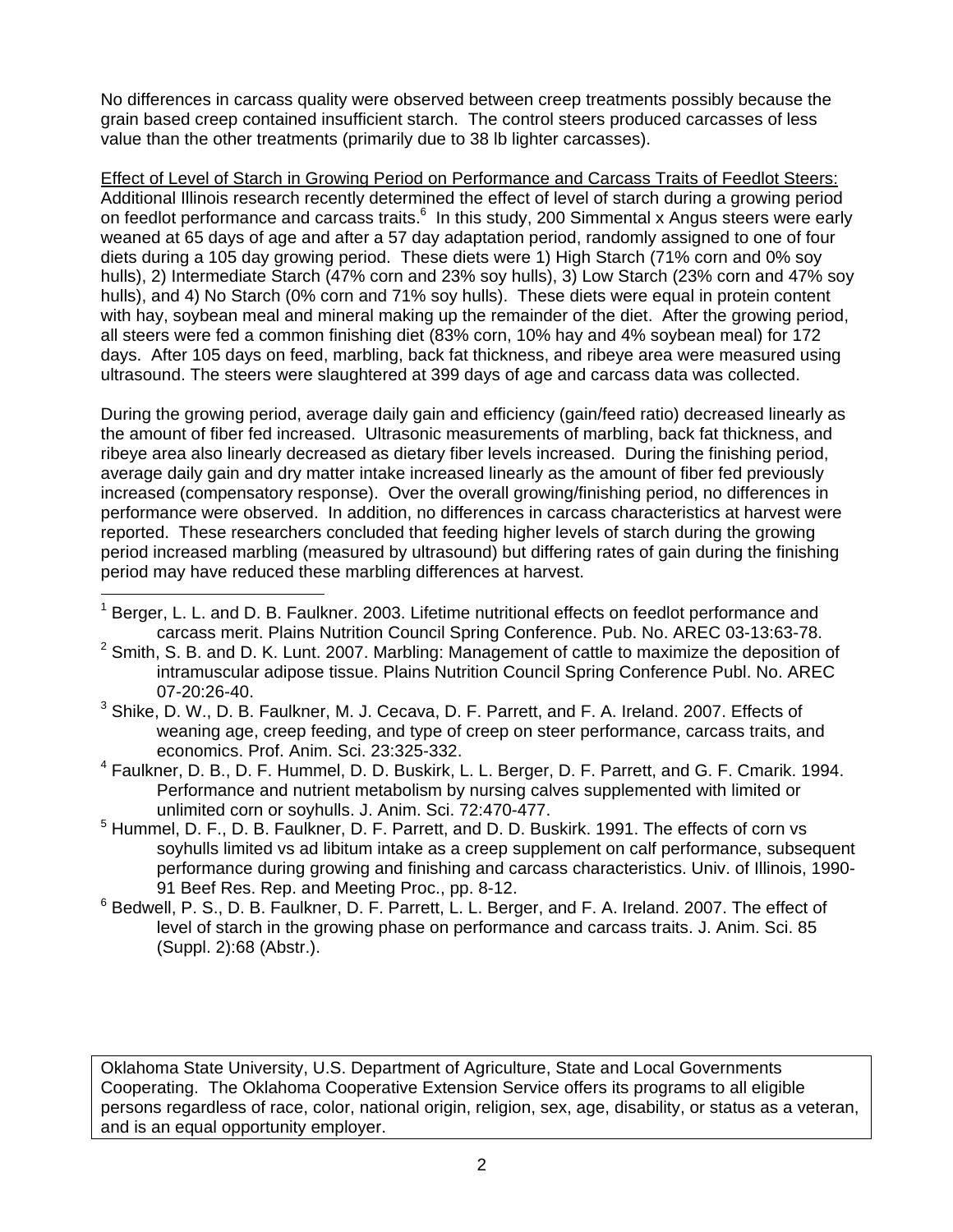No differences in carcass quality were observed between creep treatments possibly because the grain based creep contained insufficient starch. The control steers produced carcasses of less value than the other treatments (primarily due to 38 lb lighter carcasses).

Effect of Level of Starch in Growing Period on Performance and Carcass Traits of Feedlot Steers: Additional Illinois research recently determined the effect of level of starch during a growing period on feedlot performance and carcass traits.[6] In this study, 200 Simmental x Angus steers were early weaned at 65 days of age and after a 57 day adaptation period, randomly assigned to one of four diets during a 105 day growing period. These diets were 1) High Starch (71% corn and 0% soy hulls), 2) Intermediate Starch (47% corn and 23% soy hulls), 3) Low Starch (23% corn and 47% soy hulls), and 4) No Starch (0% corn and 71% soy hulls). These diets were equal in protein content with hay, soybean meal and mineral making up the remainder of the diet. After the growing period, all steers were fed a common finishing diet (83% corn, 10% hay and 4% soybean meal) for 172 days. After 105 days on feed, marbling, back fat thickness, and ribeye area were measured using ultrasound. The steers were slaughtered at 399 days of age and carcass data was collected.

During the growing period, average daily gain and efficiency (gain/feed ratio) decreased linearly as the amount of fiber fed increased. Ultrasonic measurements of marbling, back fat thickness, and ribeye area also linearly decreased as dietary fiber levels increased. During the finishing period, average daily gain and dry matter intake increased linearly as the amount of fiber fed previously increased (compensatory response). Over the overall growing/finishing period, no differences in performance were observed. In addition, no differences in carcass characteristics at harvest were reported. These researchers concluded that feeding higher levels of starch during the growing period increased marbling (measured by ultrasound) but differing rates of gain during the finishing period may have reduced these marbling differences at harvest.

---

[1] Berger, L. L. and D. B. Faulkner. 2003. Lifetime nutritional effects on feedlot performance and carcass merit. Plains Nutrition Council Spring Conference. Pub. No. AREC 03-13:63-78.

[2] Smith, S. B. and D. K. Lunt. 2007. Marbling: Management of cattle to maximize the deposition of intramuscular adipose tissue. Plains Nutrition Council Spring Conference Publ. No. AREC 07-20:26-40.

[3] Shike, D. W., D. B. Faulkner, M. J. Cecava, D. F. Parrett, and F. A. Ireland. 2007. Effects of weaning age, creep feeding, and type of creep on steer performance, carcass traits, and economics. Prof. Anim. Sci. 23:325-332.

[4] Faulkner, D. B., D. F. Hummel, D. D. Buskirk, L. L. Berger, D. F. Parrett, and G. F. Cmarik. 1994. Performance and nutrient metabolism by nursing calves supplemented with limited or unlimited corn or soyhulls. J. Anim. Sci. 72:470-477.

[5] Hummel, D. F., D. B. Faulkner, D. F. Parrett, and D. D. Buskirk. 1991. The effects of corn vs soyhulls limited vs ad libitum intake as a creep supplement on calf performance, subsequent performance during growing and finishing and carcass characteristics. Univ. of Illinois, 1990-91 Beef Res. Rep. and Meeting Proc., pp. 8-12.

[6] Bedwell, P. S., D. B. Faulkner, D. F. Parrett, L. L. Berger, and F. A. Ireland. 2007. The effect of level of starch in the growing phase on performance and carcass traits. J. Anim. Sci. 85 (Suppl. 2):68 (Abstr.).

Oklahoma State University, U.S. Department of Agriculture, State and Local Governments Cooperating. The Oklahoma Cooperative Extension Service offers its programs to all eligible persons regardless of race, color, national origin, religion, sex, age, disability, or status as a veteran, and is an equal opportunity employer.